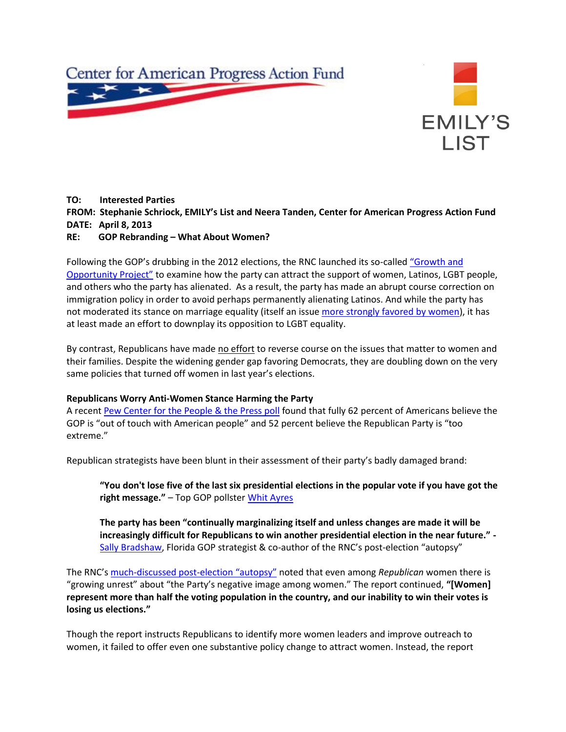Center for American Progress Action Fund

EMILY'S LIST

**TO:** **Interested Parties**
**FROM: Stephanie Schriock, EMILY's List and Neera Tanden, Center for American Progress Action Fund**
**DATE: April 8, 2013**
**RE: GOP Rebranding – What About Women?**

Following the GOP's drubbing in the 2012 elections, the RNC launched its so-called "Growth and Opportunity Project" to examine how the party can attract the support of women, Latinos, LGBT people, and others who the party has alienated. As a result, the party has made an abrupt course correction on immigration policy in order to avoid perhaps permanently alienating Latinos. And while the party has not moderated its stance on marriage equality (itself an issue more strongly favored by women), it has at least made an effort to downplay its opposition to LGBT equality.

By contrast, Republicans have made no effort to reverse course on the issues that matter to women and their families. Despite the widening gender gap favoring Democrats, they are doubling down on the very same policies that turned off women in last year's elections.

**Republicans Worry Anti-Women Stance Harming the Party**

A recent Pew Center for the People & the Press poll found that fully 62 percent of Americans believe the GOP is "out of touch with American people" and 52 percent believe the Republican Party is "too extreme."

Republican strategists have been blunt in their assessment of their party's badly damaged brand:

> **"You don't lose five of the last six presidential elections in the popular vote if you have got the right message."** – Top GOP pollster Whit Ayres
>
> **The party has been "continually marginalizing itself and unless changes are made it will be increasingly difficult for Republicans to win another presidential election in the near future." -** Sally Bradshaw, Florida GOP strategist & co-author of the RNC's post-election "autopsy"

The RNC's much-discussed post-election "autopsy" noted that even among *Republican* women there is "growing unrest" about "the Party's negative image among women." The report continued, **"[Women] represent more than half the voting population in the country, and our inability to win their votes is losing us elections."**

Though the report instructs Republicans to identify more women leaders and improve outreach to women, it failed to offer even one substantive policy change to attract women. Instead, the report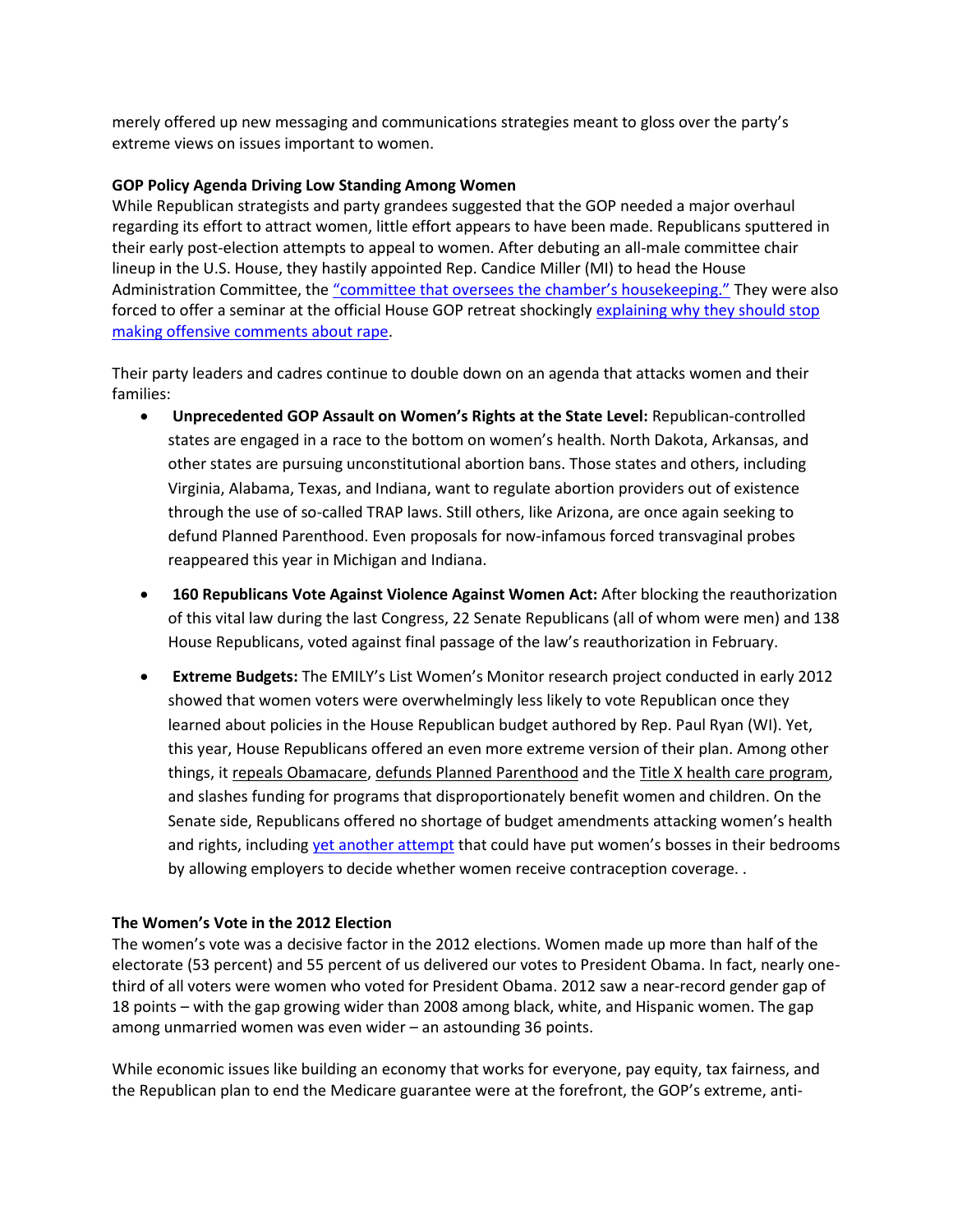merely offered up new messaging and communications strategies meant to gloss over the party's extreme views on issues important to women.

**GOP Policy Agenda Driving Low Standing Among Women**

While Republican strategists and party grandees suggested that the GOP needed a major overhaul regarding its effort to attract women, little effort appears to have been made. Republicans sputtered in their early post-election attempts to appeal to women. After debuting an all-male committee chair lineup in the U.S. House, they hastily appointed Rep. Candice Miller (MI) to head the House Administration Committee, the "committee that oversees the chamber's housekeeping." They were also forced to offer a seminar at the official House GOP retreat shockingly explaining why they should stop making offensive comments about rape.

Their party leaders and cadres continue to double down on an agenda that attacks women and their families:

- **Unprecedented GOP Assault on Women's Rights at the State Level:** Republican-controlled states are engaged in a race to the bottom on women's health. North Dakota, Arkansas, and other states are pursuing unconstitutional abortion bans. Those states and others, including Virginia, Alabama, Texas, and Indiana, want to regulate abortion providers out of existence through the use of so-called TRAP laws. Still others, like Arizona, are once again seeking to defund Planned Parenthood. Even proposals for now-infamous forced transvaginal probes reappeared this year in Michigan and Indiana.

- **160 Republicans Vote Against Violence Against Women Act:** After blocking the reauthorization of this vital law during the last Congress, 22 Senate Republicans (all of whom were men) and 138 House Republicans, voted against final passage of the law's reauthorization in February.

- **Extreme Budgets:** The EMILY's List Women's Monitor research project conducted in early 2012 showed that women voters were overwhelmingly less likely to vote Republican once they learned about policies in the House Republican budget authored by Rep. Paul Ryan (WI). Yet, this year, House Republicans offered an even more extreme version of their plan. Among other things, it repeals Obamacare, defunds Planned Parenthood and the Title X health care program, and slashes funding for programs that disproportionately benefit women and children. On the Senate side, Republicans offered no shortage of budget amendments attacking women's health and rights, including yet another attempt that could have put women's bosses in their bedrooms by allowing employers to decide whether women receive contraception coverage. .

**The Women's Vote in the 2012 Election**

The women's vote was a decisive factor in the 2012 elections. Women made up more than half of the electorate (53 percent) and 55 percent of us delivered our votes to President Obama. In fact, nearly one-third of all voters were women who voted for President Obama. 2012 saw a near-record gender gap of 18 points – with the gap growing wider than 2008 among black, white, and Hispanic women. The gap among unmarried women was even wider – an astounding 36 points.

While economic issues like building an economy that works for everyone, pay equity, tax fairness, and the Republican plan to end the Medicare guarantee were at the forefront, the GOP's extreme, anti-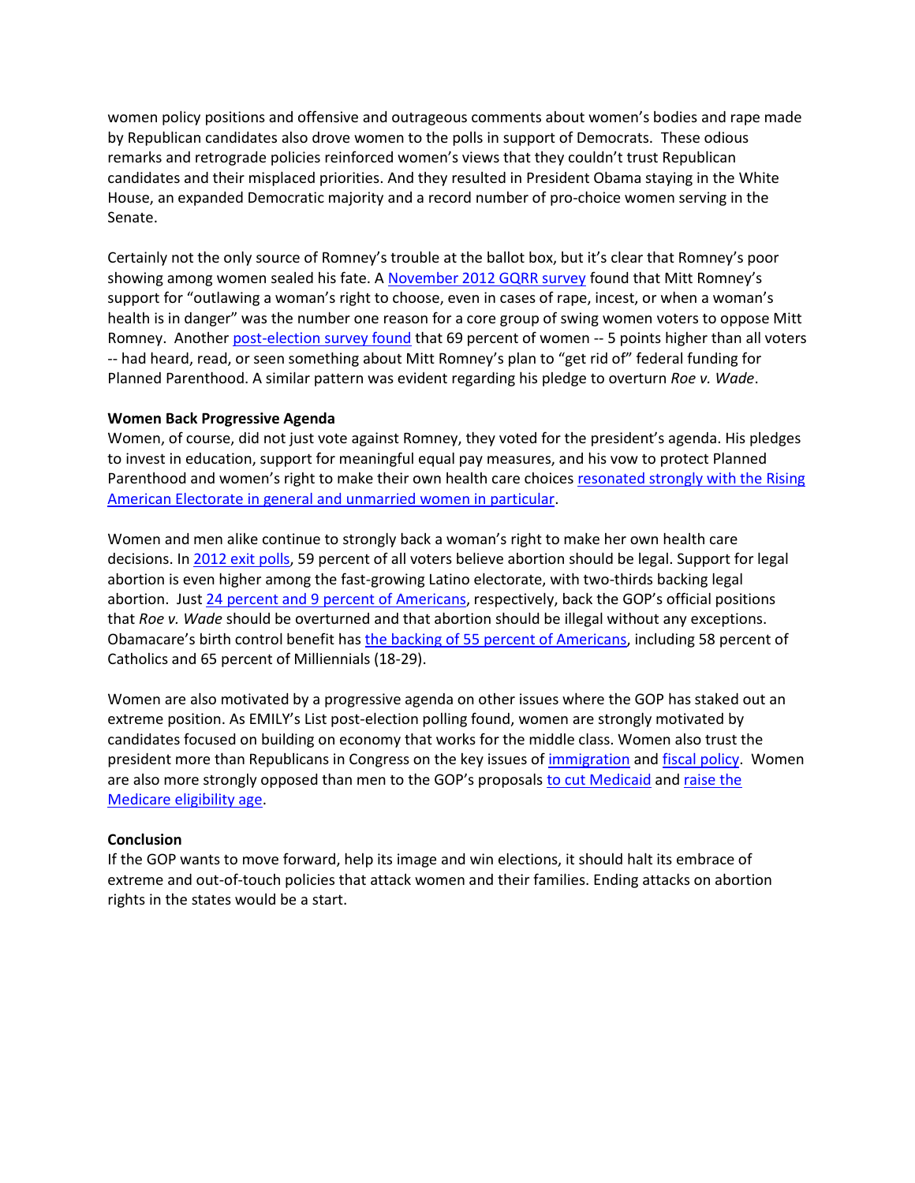women policy positions and offensive and outrageous comments about women's bodies and rape made by Republican candidates also drove women to the polls in support of Democrats. These odious remarks and retrograde policies reinforced women's views that they couldn't trust Republican candidates and their misplaced priorities. And they resulted in President Obama staying in the White House, an expanded Democratic majority and a record number of pro-choice women serving in the Senate.

Certainly not the only source of Romney's trouble at the ballot box, but it's clear that Romney's poor showing among women sealed his fate. A November 2012 GQRR survey found that Mitt Romney's support for "outlawing a woman's right to choose, even in cases of rape, incest, or when a woman's health is in danger" was the number one reason for a core group of swing women voters to oppose Mitt Romney. Another post-election survey found that 69 percent of women -- 5 points higher than all voters -- had heard, read, or seen something about Mitt Romney's plan to "get rid of" federal funding for Planned Parenthood. A similar pattern was evident regarding his pledge to overturn *Roe v. Wade*.

**Women Back Progressive Agenda**

Women, of course, did not just vote against Romney, they voted for the president's agenda. His pledges to invest in education, support for meaningful equal pay measures, and his vow to protect Planned Parenthood and women's right to make their own health care choices resonated strongly with the Rising American Electorate in general and unmarried women in particular.

Women and men alike continue to strongly back a woman's right to make her own health care decisions. In 2012 exit polls, 59 percent of all voters believe abortion should be legal. Support for legal abortion is even higher among the fast-growing Latino electorate, with two-thirds backing legal abortion. Just 24 percent and 9 percent of Americans, respectively, back the GOP's official positions that *Roe v. Wade* should be overturned and that abortion should be illegal without any exceptions. Obamacare's birth control benefit has the backing of 55 percent of Americans, including 58 percent of Catholics and 65 percent of Milliennials (18-29).

Women are also motivated by a progressive agenda on other issues where the GOP has staked out an extreme position. As EMILY's List post-election polling found, women are strongly motivated by candidates focused on building on economy that works for the middle class. Women also trust the president more than Republicans in Congress on the key issues of immigration and fiscal policy. Women are also more strongly opposed than men to the GOP's proposals to cut Medicaid and raise the Medicare eligibility age.

**Conclusion**

If the GOP wants to move forward, help its image and win elections, it should halt its embrace of extreme and out-of-touch policies that attack women and their families. Ending attacks on abortion rights in the states would be a start.